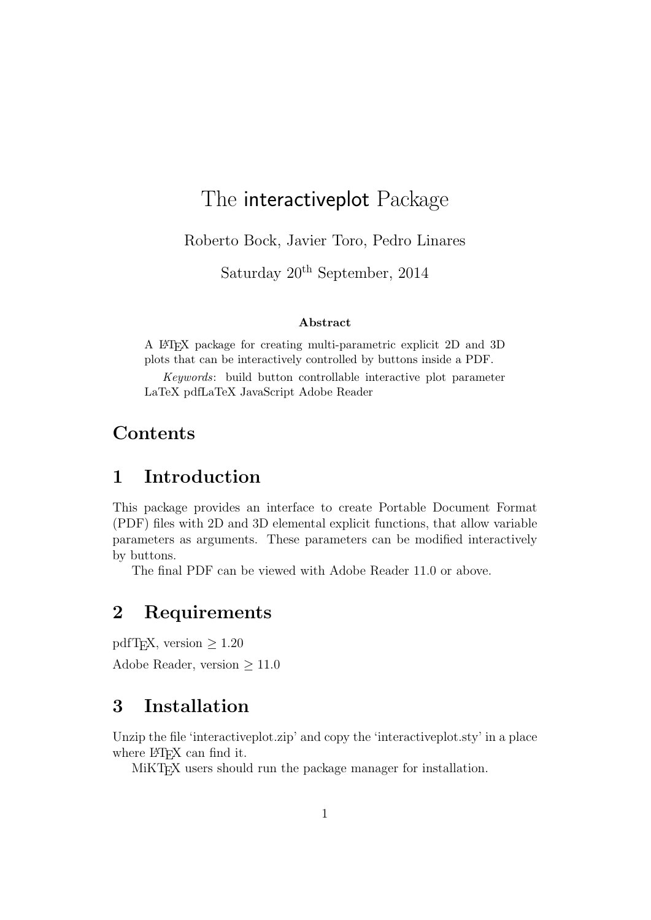# The interactiveplot Package

Roberto Bock, Javier Toro, Pedro Linares

Saturday 20th September, 2014

**Abstract**

A LaTeX package for creating multi-parametric explicit 2D and 3D plots that can be interactively controlled by buttons inside a PDF.

*Keywords*: build button controllable interactive plot parameter LaTeX pdfLaTeX JavaScript Adobe Reader

## Contents

## 1 Introduction

This package provides an interface to create Portable Document Format (PDF) files with 2D and 3D elemental explicit functions, that allow variable parameters as arguments. These parameters can be modified interactively by buttons.

The final PDF can be viewed with Adobe Reader 11.0 or above.

## 2 Requirements

pdfTeX, version $\geq$ 1.20

Adobe Reader, version $\geq$ 11.0

## 3 Installation

Unzip the file 'interactiveplot.zip' and copy the 'interactiveplot.sty' in a place where LaTeX can find it.

MiKTeX users should run the package manager for installation.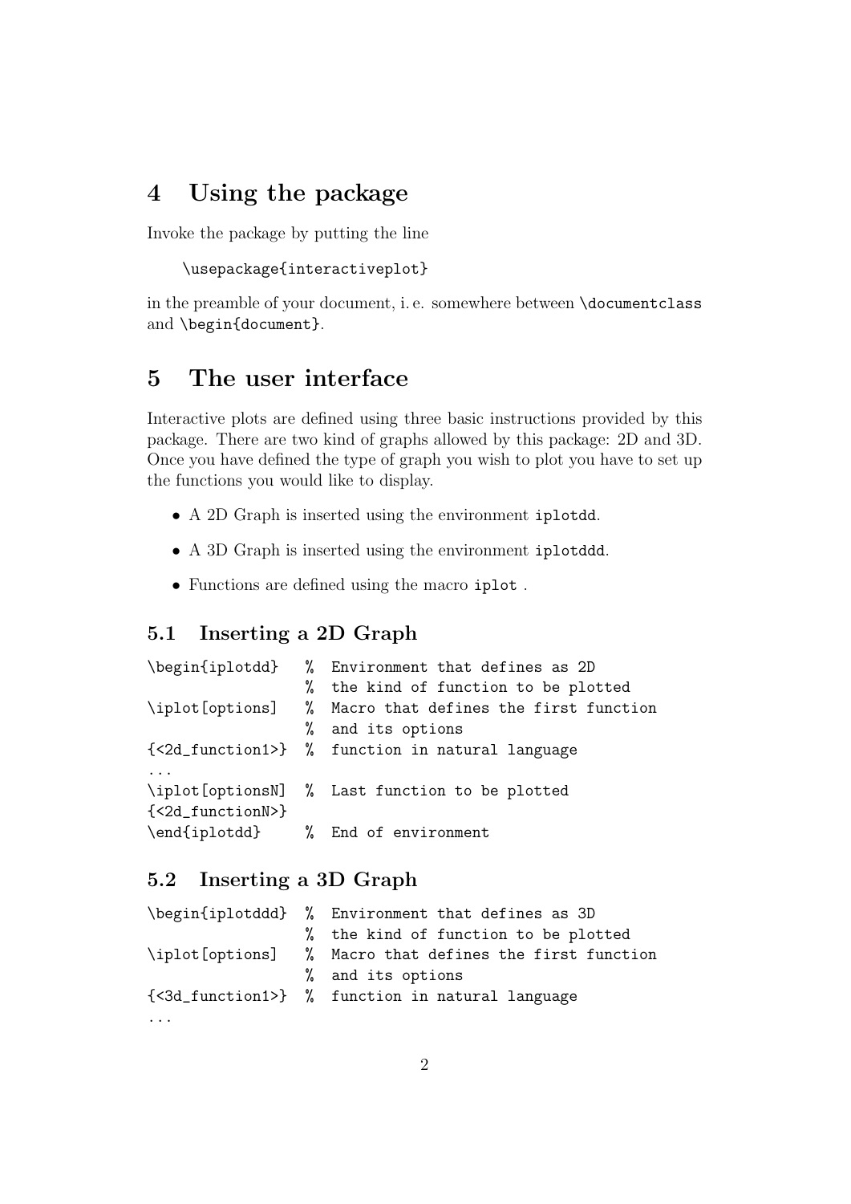## 4 Using the package

Invoke the package by putting the line

```
\usepackage{interactiveplot}
```

in the preamble of your document, i. e. somewhere between `\documentclass` and `\begin{document}`.

## 5 The user interface

Interactive plots are defined using three basic instructions provided by this package. There are two kind of graphs allowed by this package: 2D and 3D. Once you have defined the type of graph you wish to plot you have to set up the functions you would like to display.

- A 2D Graph is inserted using the environment `iplotdd`.
- A 3D Graph is inserted using the environment `iplotddd`.
- Functions are defined using the macro `iplot` .

### 5.1 Inserting a 2D Graph

```
\begin{iplotdd}   %  Environment that defines as 2D
                  %  the kind of function to be plotted
\iplot[options]   %  Macro that defines the first function
                  %  and its options
{<2d_function1>}  %  function in natural language
...
\iplot[optionsN]  %  Last function to be plotted
{<2d_functionN>}
\end{iplotdd}     %  End of environment
```

### 5.2 Inserting a 3D Graph

```
\begin{iplotddd}  %  Environment that defines as 3D
                  %  the kind of function to be plotted
\iplot[options]   %  Macro that defines the first function
                  %  and its options
{<3d_function1>}  %  function in natural language
...
```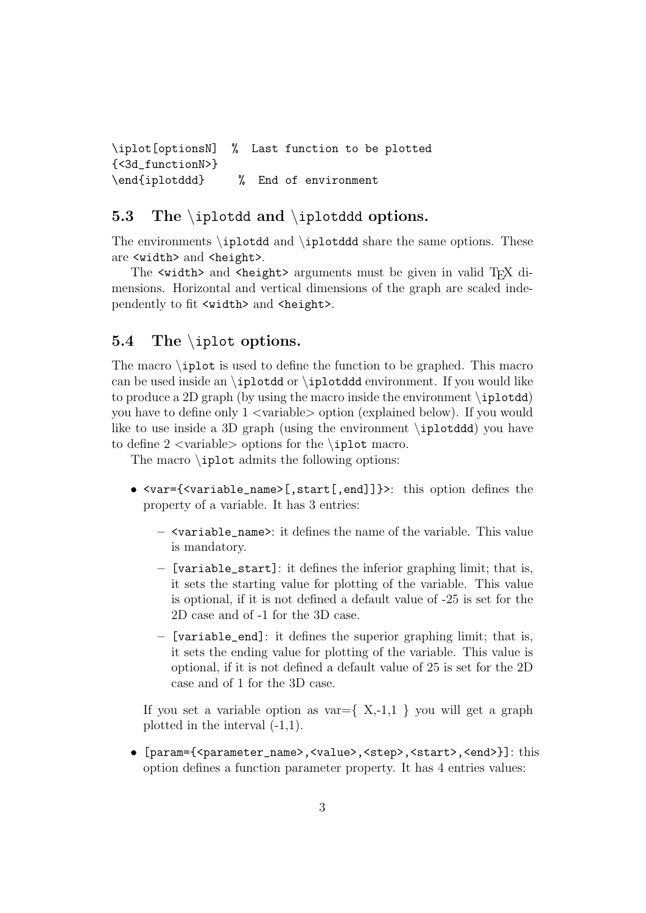```
\iplot[optionsN]  %  Last function to be plotted
{<3d_functionN>}
\end{iplotddd}     %  End of environment
```

### 5.3 The \iplotdd and \iplotddd options.

The environments \iplotdd and \iplotddd share the same options. These are `<width>` and `<height>`.

The `<width>` and `<height>` arguments must be given in valid TEX dimensions. Horizontal and vertical dimensions of the graph are scaled independently to fit `<width>` and `<height>`.

### 5.4 The \iplot options.

The macro \iplot is used to define the function to be graphed. This macro can be used inside an \iplotdd or \iplotddd environment. If you would like to produce a 2D graph (by using the macro inside the environment \iplotdd) you have to define only 1 <variable> option (explained below). If you would like to use inside a 3D graph (using the environment \iplotddd) you have to define 2 <variable> options for the \iplot macro.

The macro \iplot admits the following options:

- `<var={<variable_name>[,start[,end]]}>`: this option defines the property of a variable. It has 3 entries:
  - `<variable_name>`: it defines the name of the variable. This value is mandatory.
  - `[variable_start]`: it defines the inferior graphing limit; that is, it sets the starting value for plotting of the variable. This value is optional, if it is not defined a default value of -25 is set for the 2D case and of -1 for the 3D case.
  - `[variable_end]`: it defines the superior graphing limit; that is, it sets the ending value for plotting of the variable. This value is optional, if it is not defined a default value of 25 is set for the 2D case and of 1 for the 3D case.

  If you set a variable option as var={ X,-1,1 } you will get a graph plotted in the interval (-1,1).

- `[param={<parameter_name>,<value>,<step>,<start>,<end>}]`: this option defines a function parameter property. It has 4 entries values: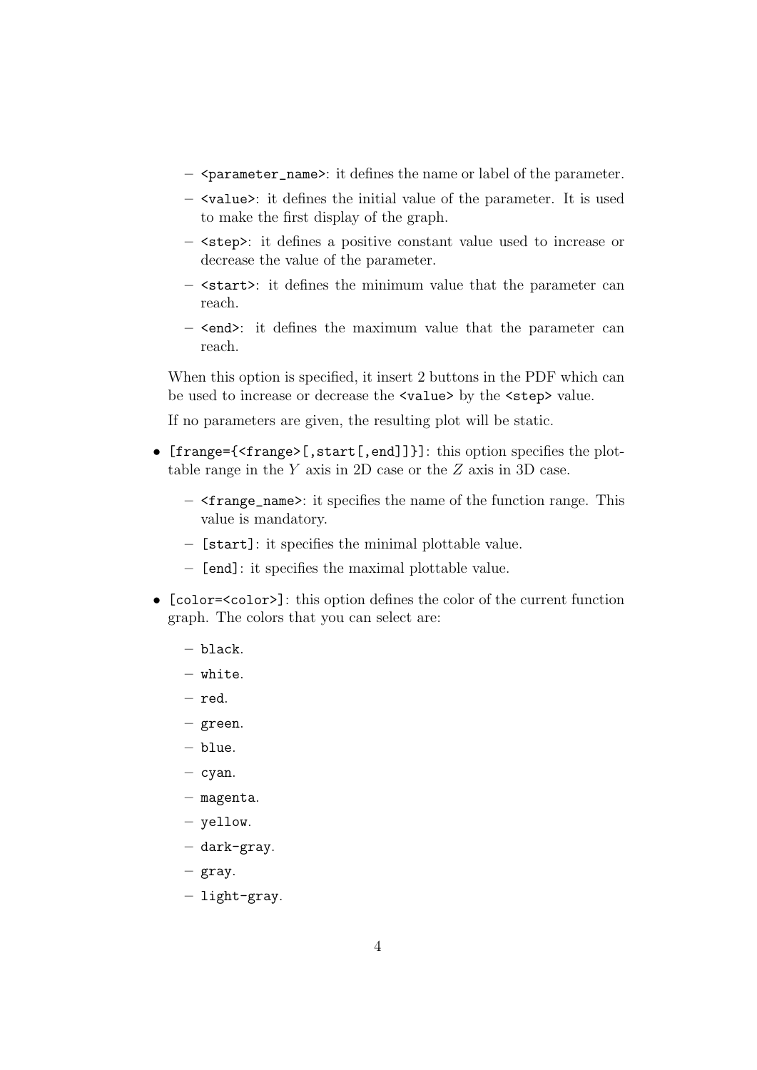- `<parameter_name>`: it defines the name or label of the parameter.
- `<value>`: it defines the initial value of the parameter. It is used to make the first display of the graph.
- `<step>`: it defines a positive constant value used to increase or decrease the value of the parameter.
- `<start>`: it defines the minimum value that the parameter can reach.
- `<end>`: it defines the maximum value that the parameter can reach.

When this option is specified, it insert 2 buttons in the PDF which can be used to increase or decrease the `<value>` by the `<step>` value.

If no parameters are given, the resulting plot will be static.

- `[frange={<frange>[,start[,end]]}]`: this option specifies the plottable range in the $Y$ axis in 2D case or the $Z$ axis in 3D case.
  - `<frange_name>`: it specifies the name of the function range. This value is mandatory.
  - `[start]`: it specifies the minimal plottable value.
  - `[end]`: it specifies the maximal plottable value.
- `[color=<color>]`: this option defines the color of the current function graph. The colors that you can select are:
  - `black`.
  - `white`.
  - `red`.
  - `green`.
  - `blue`.
  - `cyan`.
  - `magenta`.
  - `yellow`.
  - `dark-gray`.
  - `gray`.
  - `light-gray`.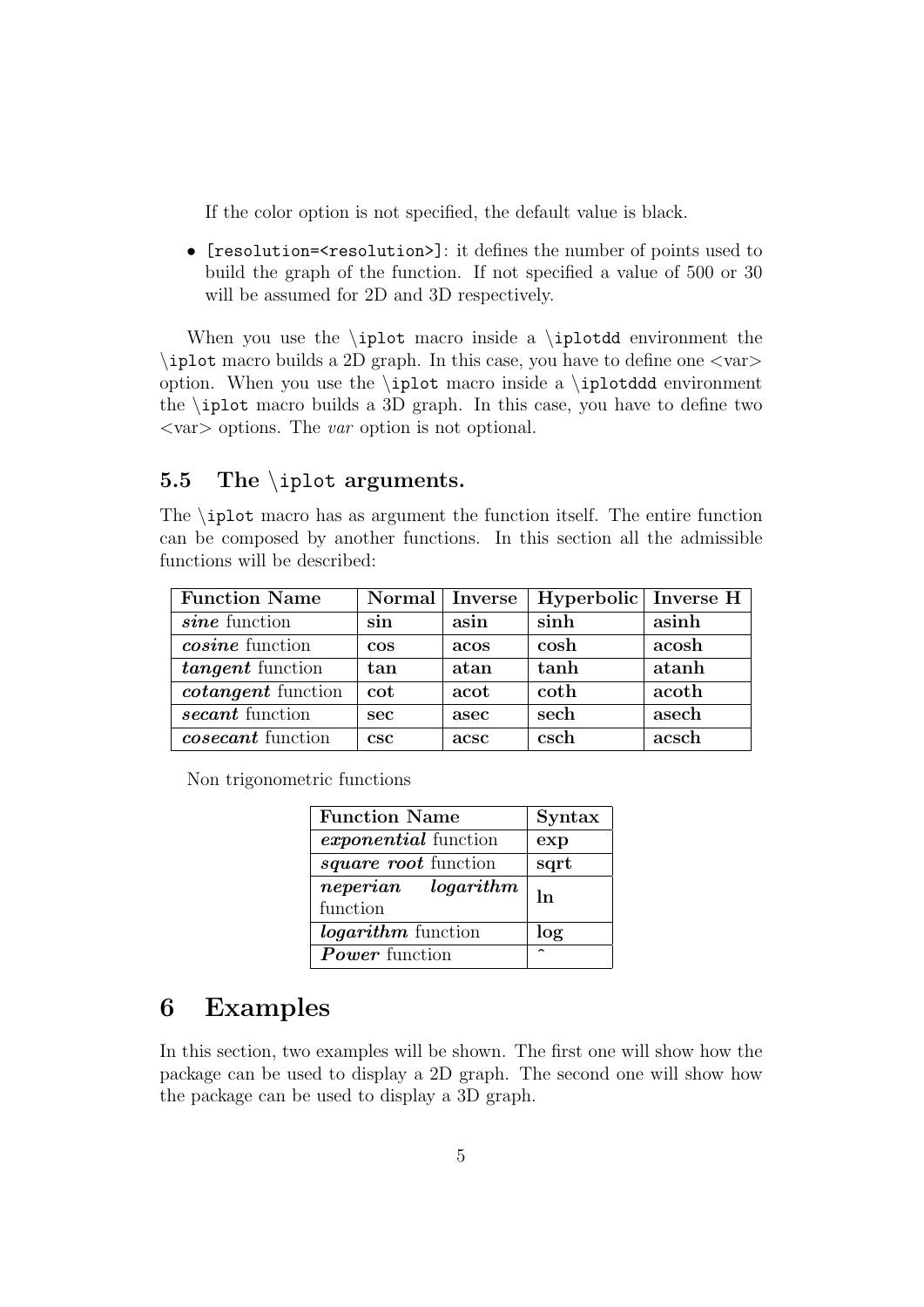If the color option is not specified, the default value is black.

- `[resolution=<resolution>]`: it defines the number of points used to build the graph of the function. If not specified a value of 500 or 30 will be assumed for 2D and 3D respectively.

When you use the `\iplot` macro inside a `\iplotdd` environment the `\iplot` macro builds a 2D graph. In this case, you have to define one <var> option. When you use the `\iplot` macro inside a `\iplotddd` environment the `\iplot` macro builds a 3D graph. In this case, you have to define two <var> options. The *var* option is not optional.

## 5.5 The `\iplot` arguments.

The `\iplot` macro has as argument the function itself. The entire function can be composed by another functions. In this section all the admissible functions will be described:

| **Function Name** | **Normal** | **Inverse** | **Hyperbolic** | **Inverse H** |
|---|---|---|---|---|
| ***sine*** function | **sin** | **asin** | **sinh** | **asinh** |
| ***cosine*** function | **cos** | **acos** | **cosh** | **acosh** |
| ***tangent*** function | **tan** | **atan** | **tanh** | **atanh** |
| ***cotangent*** function | **cot** | **acot** | **coth** | **acoth** |
| ***secant*** function | **sec** | **asec** | **sech** | **asech** |
| ***cosecant*** function | **csc** | **acsc** | **csch** | **acsch** |

Non trigonometric functions

| **Function Name** | **Syntax** |
|---|---|
| ***exponential*** function | **exp** |
| ***square root*** function | **sqrt** |
| ***neperian logarithm*** function | **ln** |
| ***logarithm*** function | **log** |
| ***Power*** function | **^** |

# 6 Examples

In this section, two examples will be shown. The first one will show how the package can be used to display a 2D graph. The second one will show how the package can be used to display a 3D graph.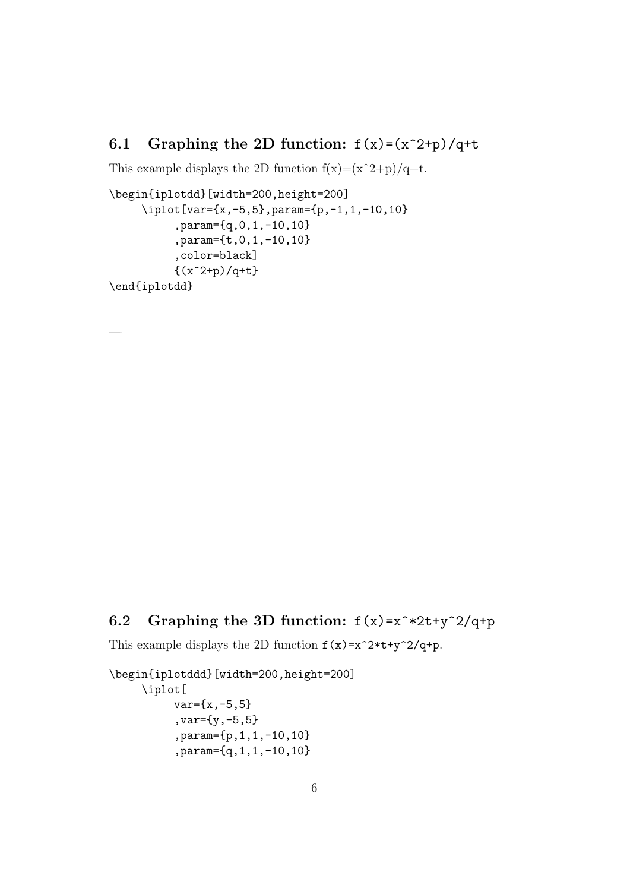### 6.1 Graphing the 2D function: `f(x)=(x^2+p)/q+t`

This example displays the 2D function f(x)=(xˆ2+p)/q+t.

```
\begin{iplotdd}[width=200,height=200]
     \iplot[var={x,-5,5},param={p,-1,1,-10,10}
          ,param={q,0,1,-10,10}
          ,param={t,0,1,-10,10}
          ,color=black]
          {(x^2+p)/q+t}
\end{iplotdd}
```

### 6.2 Graphing the 3D function: `f(x)=x^*2t+y^2/q+p`

This example displays the 2D function `f(x)=x^2*t+y^2/q+p`.

```
\begin{iplotddd}[width=200,height=200]
     \iplot[
          var={x,-5,5}
          ,var={y,-5,5}
          ,param={p,1,1,-10,10}
          ,param={q,1,1,-10,10}
```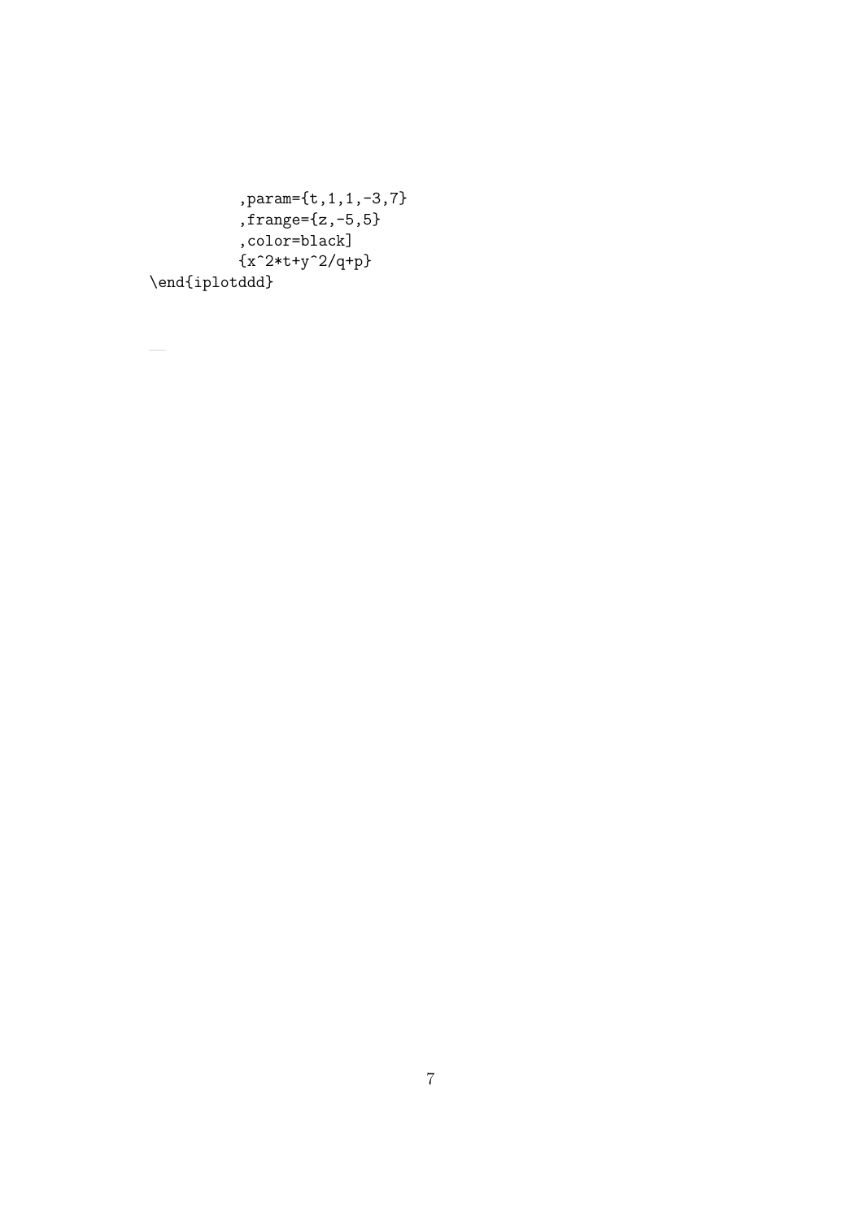```
        ,param={t,1,1,-3,7}
        ,frange={z,-5,5}
        ,color=black]
        {x^2*t+y^2/q+p}
\end{iplotddd}
```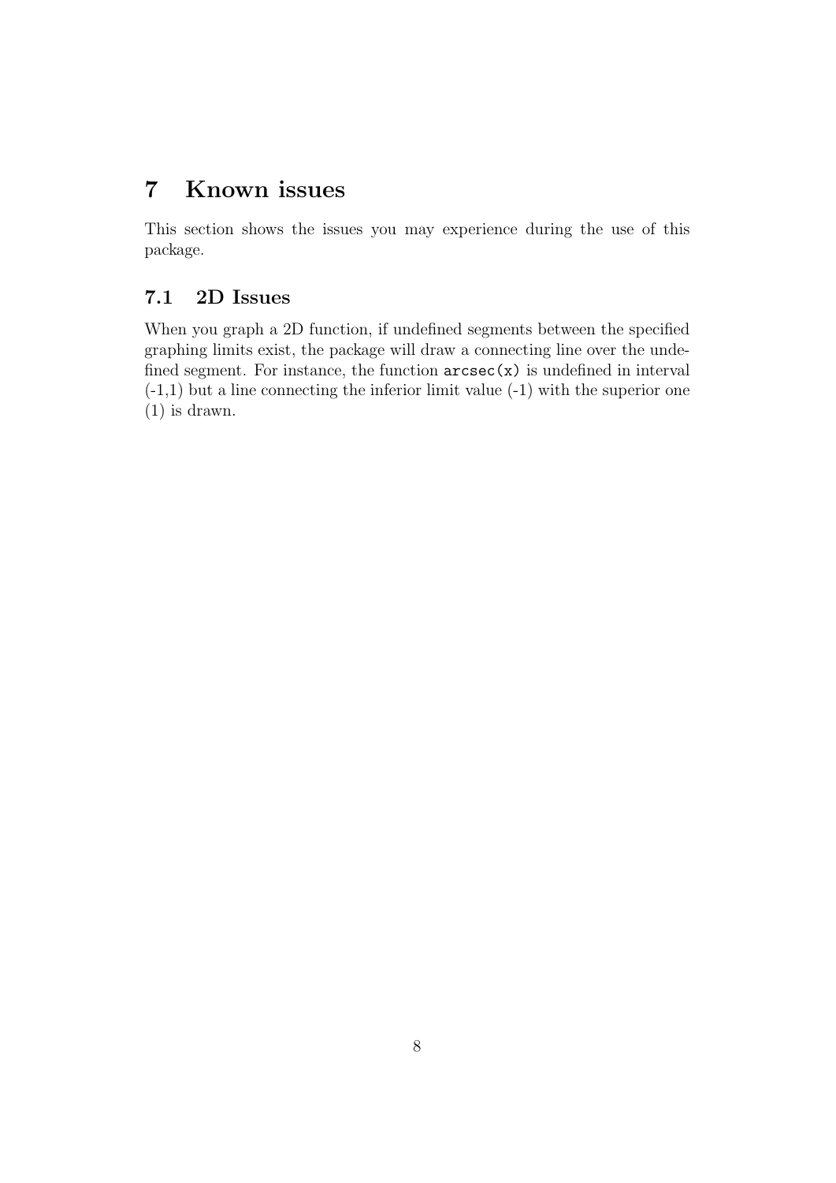# 7 Known issues

This section shows the issues you may experience during the use of this package.

## 7.1 2D Issues

When you graph a 2D function, if undefined segments between the specified graphing limits exist, the package will draw a connecting line over the undefined segment. For instance, the function `arcsec(x)` is undefined in interval (-1,1) but a line connecting the inferior limit value (-1) with the superior one (1) is drawn.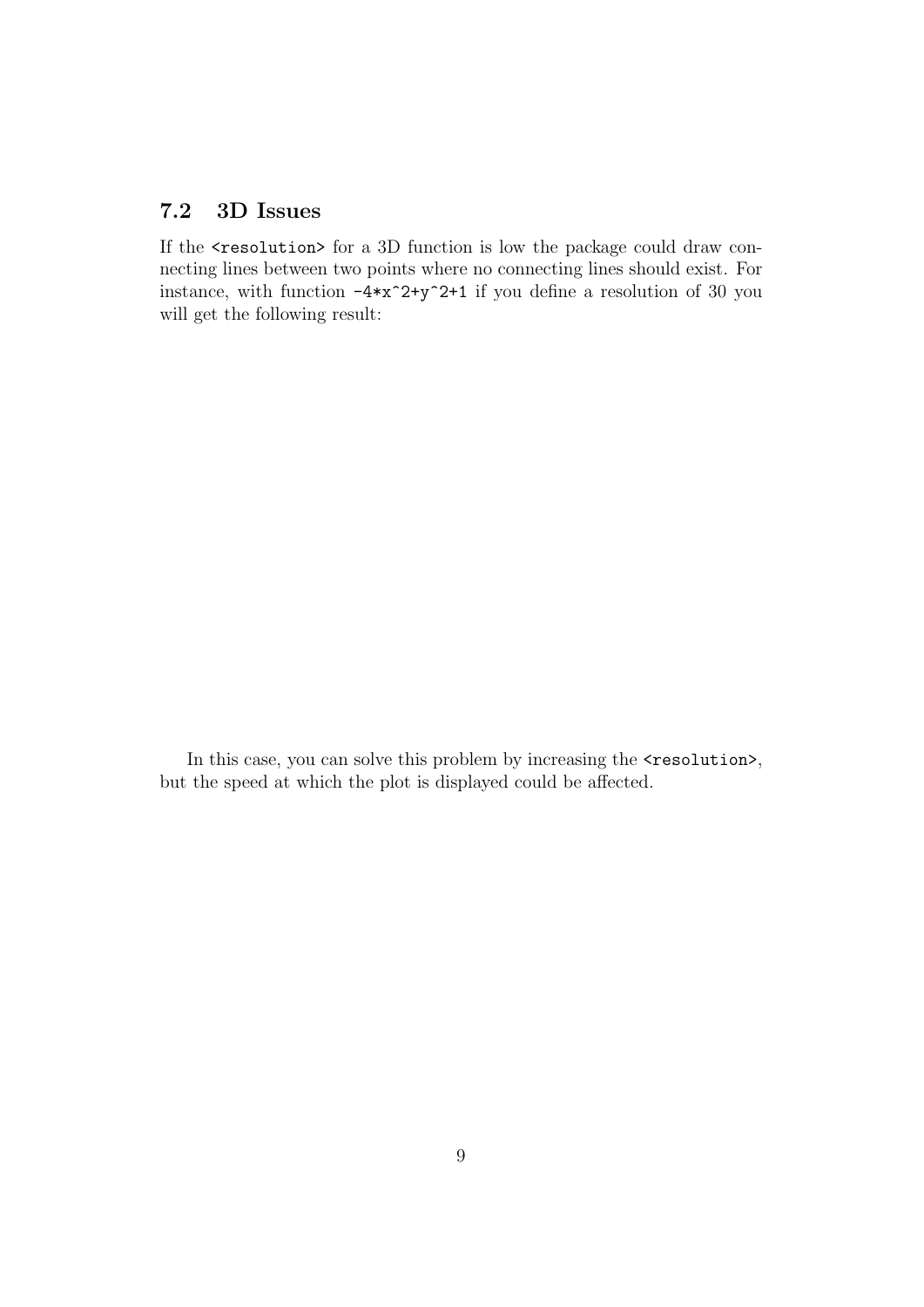## 7.2 3D Issues

If the `<resolution>` for a 3D function is low the package could draw connecting lines between two points where no connecting lines should exist. For instance, with function `-4*x^2+y^2+1` if you define a resolution of 30 you will get the following result:

In this case, you can solve this problem by increasing the `<resolution>`, but the speed at which the plot is displayed could be affected.